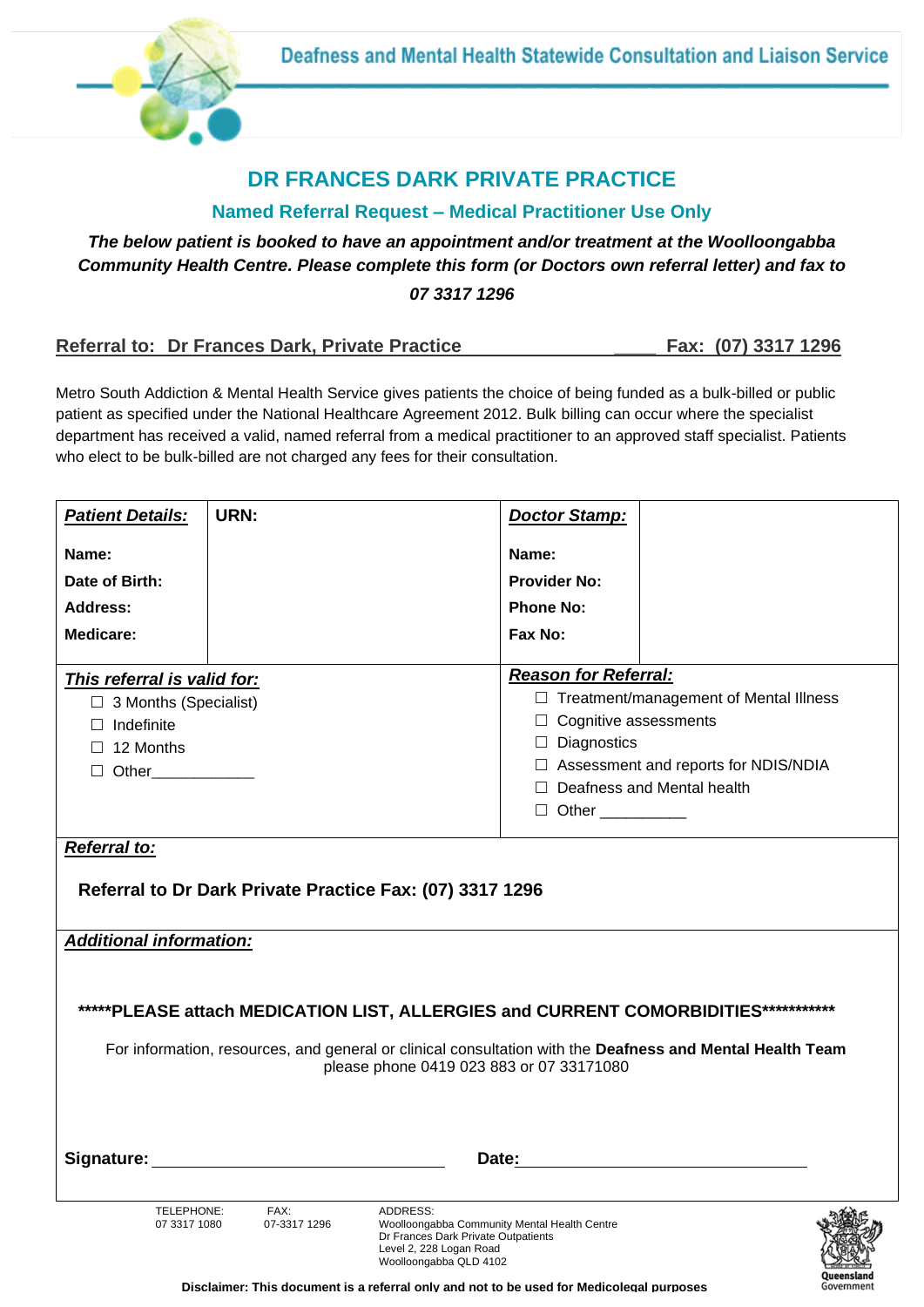Deafness and Mental Health Statewide Consultation and Liaison Service

# DR FRANCES DARK PRIVATE PRACTICE

## Named Referral Request – Medical Practitioner Use Only

***The below patient is booked to have an appointment and/or treatment at the Woolloongabba Community Health Centre. Please complete this form (or Doctors own referral letter) and fax to 07 3317 1296***

**Referral to: Dr Frances Dark, Private Practice \_\_\_\_\_ Fax: (07) 3317 1296**

Metro South Addiction & Mental Health Service gives patients the choice of being funded as a bulk-billed or public patient as specified under the National Healthcare Agreement 2012. Bulk billing can occur where the specialist department has received a valid, named referral from a medical practitioner to an approved staff specialist. Patients who elect to be bulk-billed are not charged any fees for their consultation.

| ***Patient Details:*** | **URN:** | ***Doctor Stamp:*** | |
|---|---|---|---|
| **Name:** | | **Name:** | |
| **Date of Birth:** | | **Provider No:** | |
| **Address:** | | **Phone No:** | |
| **Medicare:** | | **Fax No:** | |

| ***This referral is valid for:*** | ***Reason for Referral:*** |
|---|---|
| ☐ 3 Months (Specialist) | ☐ Treatment/management of Mental Illness |
| ☐ Indefinite | ☐ Cognitive assessments |
| ☐ 12 Months | ☐ Diagnostics |
| ☐ Other\_\_\_\_\_\_\_\_\_\_\_\_ | ☐ Assessment and reports for NDIS/NDIA |
| | ☐ Deafness and Mental health |
| | ☐ Other \_\_\_\_\_\_\_\_\_\_ |

***Referral to:***

**Referral to Dr Dark Private Practice Fax: (07) 3317 1296**

***Additional information:***

**\*\*\*\*\*PLEASE attach MEDICATION LIST, ALLERGIES and CURRENT COMORBIDITIES\*\*\*\*\*\*\*\*\*\*\***

For information, resources, and general or clinical consultation with the **Deafness and Mental Health Team** please phone 0419 023 883 or 07 33171080

**Signature:** \_\_\_\_\_\_\_\_\_\_\_\_\_\_\_\_\_\_\_\_\_\_\_\_\_\_\_\_\_\_ **Date:** \_\_\_\_\_\_\_\_\_\_\_\_\_\_\_\_\_\_\_\_\_\_\_\_\_\_\_\_\_\_

TELEPHONE: 07 3317 1080

FAX: 07-3317 1296

ADDRESS:
Woolloongabba Community Mental Health Centre
Dr Frances Dark Private Outpatients
Level 2, 228 Logan Road
Woolloongabba QLD 4102

Queensland Government

**Disclaimer: This document is a referral only and not to be used for Medicolegal purposes**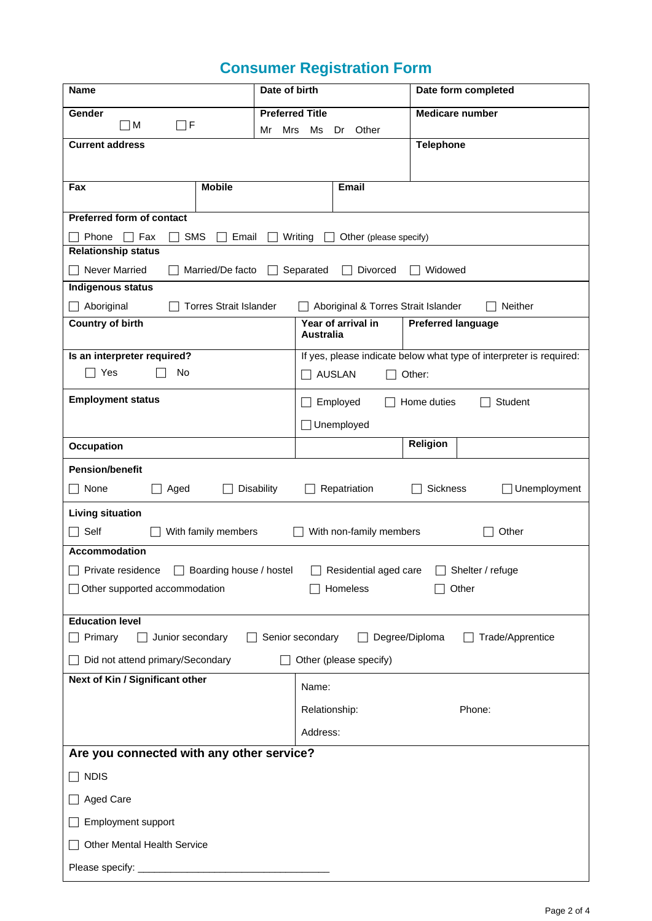# Consumer Registration Form

| **Name** | **Date of birth** | **Date form completed** |
|---|---|---|
| **Gender**<br>☐ M ☐ F | **Preferred Title**<br>Mr Mrs Ms Dr Other | **Medicare number** |
| **Current address** | | **Telephone** |

| **Fax** | **Mobile** | **Email** |
|---|---|---|

**Preferred form of contact**

☐ Phone ☐ Fax ☐ SMS ☐ Email ☐ Writing ☐ Other (please specify)

**Relationship status**

☐ Never Married ☐ Married/De facto ☐ Separated ☐ Divorced ☐ Widowed

**Indigenous status**

☐ Aboriginal ☐ Torres Strait Islander ☐ Aboriginal & Torres Strait Islander ☐ Neither

| **Country of birth** | **Year of arrival in Australia** | **Preferred language** |
|---|---|---|

| **Is an interpreter required?**<br>☐ Yes ☐ No | If yes, please indicate below what type of interpreter is required:<br>☐ AUSLAN ☐ Other: |
|---|---|
| **Employment status** | ☐ Employed ☐ Home duties ☐ Student<br>☐ Unemployed |

| **Occupation** | | **Religion** | |
|---|---|---|---|

**Pension/benefit**

☐ None ☐ Aged ☐ Disability ☐ Repatriation ☐ Sickness ☐ Unemployment

**Living situation**

☐ Self ☐ With family members ☐ With non-family members ☐ Other

**Accommodation**

☐ Private residence ☐ Boarding house / hostel ☐ Residential aged care ☐ Shelter / refuge

☐ Other supported accommodation ☐ Homeless ☐ Other

**Education level**

☐ Primary ☐ Junior secondary ☐ Senior secondary ☐ Degree/Diploma ☐ Trade/Apprentice

☐ Did not attend primary/Secondary ☐ Other (please specify)

| **Next of Kin / Significant other** | Name:<br>Relationship: Phone:<br>Address: |
|---|---|

## Are you connected with any other service?

☐ NDIS

☐ Aged Care

☐ Employment support

☐ Other Mental Health Service

Please specify: ___________________________________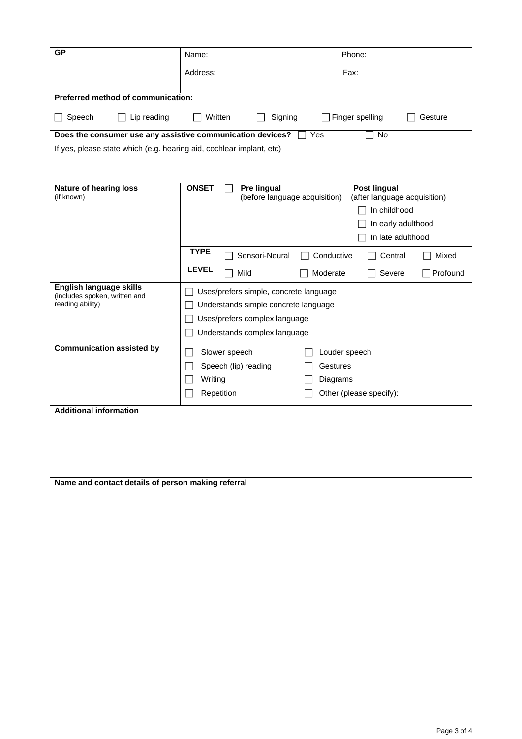| **GP** | Name: | Phone: |
|---|---|---|
| | Address: | Fax: |

**Preferred method of communication:**

☐ Speech ☐ Lip reading ☐ Written ☐ Signing ☐ Finger spelling ☐ Gesture

**Does the consumer use any assistive communication devices?** ☐ Yes ☐ No

If yes, please state which (e.g. hearing aid, cochlear implant, etc)

| **Nature of hearing loss** (if known) | **ONSET** | ☐ **Pre lingual** (before language acquisition) | **Post lingual** (after language acquisition) ☐ In childhood ☐ In early adulthood ☐ In late adulthood |
|---|---|---|---|
| | **TYPE** | ☐ Sensori-Neural ☐ Conductive | ☐ Central ☐ Mixed |
| | **LEVEL** | ☐ Mild ☐ Moderate | ☐ Severe ☐ Profound |

| **English language skills** (includes spoken, written and reading ability) | ☐ Uses/prefers simple, concrete language<br>☐ Understands simple concrete language<br>☐ Uses/prefers complex language<br>☐ Understands complex language |
|---|---|
| **Communication assisted by** | ☐ Slower speech ☐ Louder speech<br>☐ Speech (lip) reading ☐ Gestures<br>☐ Writing ☐ Diagrams<br>☐ Repetition ☐ Other (please specify): |

**Additional information**

**Name and contact details of person making referral**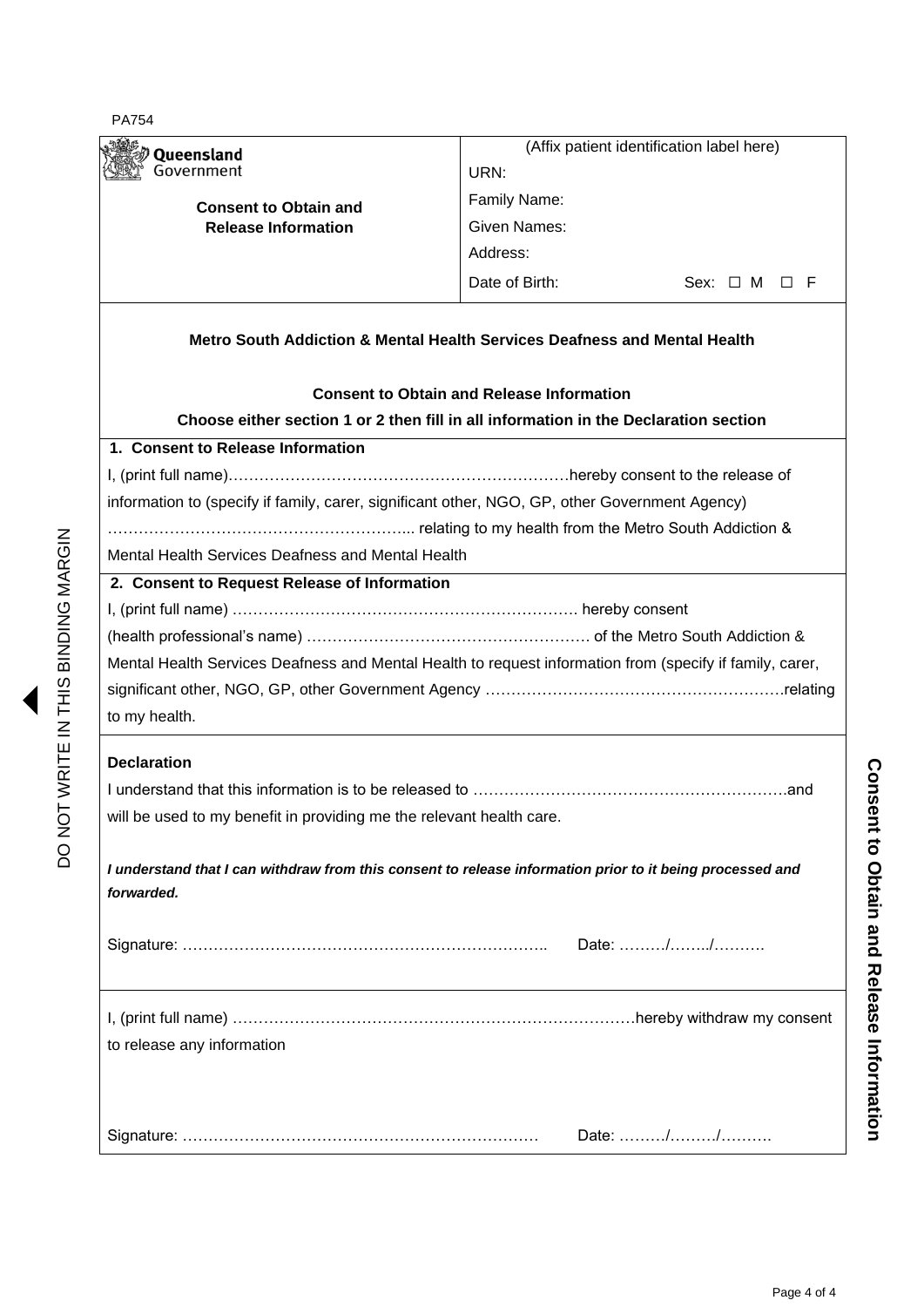PA754

| Queensland Government<br><br>**Consent to Obtain and Release Information** | (Affix patient identification label here)<br>URN:<br>Family Name:<br>Given Names:<br>Address:<br>Date of Birth: Sex: ☐ M ☐ F |
|---|---|

**Metro South Addiction & Mental Health Services Deafness and Mental Health**

**Consent to Obtain and Release Information**

**Choose either section 1 or 2 then fill in all information in the Declaration section**

**1. Consent to Release Information**

I, (print full name)…………………………………………………………hereby consent to the release of information to (specify if family, carer, significant other, NGO, GP, other Government Agency) ………………………………………………….. relating to my health from the Metro South Addiction & Mental Health Services Deafness and Mental Health

**2. Consent to Request Release of Information**

I, (print full name) …………………………………………………………. hereby consent (health professional's name) ……………………………………………… of the Metro South Addiction & Mental Health Services Deafness and Mental Health to request information from (specify if family, carer, significant other, NGO, GP, other Government Agency ………………………………………………….relating to my health.

**Declaration**

I understand that this information is to be released to …………………………………………………..and will be used to my benefit in providing me the relevant health care.

***I understand that I can withdraw from this consent to release information prior to it being processed and forwarded.***

Signature: …………………………………………………………….. Date: ………/……../……….

I, (print full name) ……………………………………………………………………hereby withdraw my consent to release any information

Signature: …………………………………………………………… Date: ………/………/……….